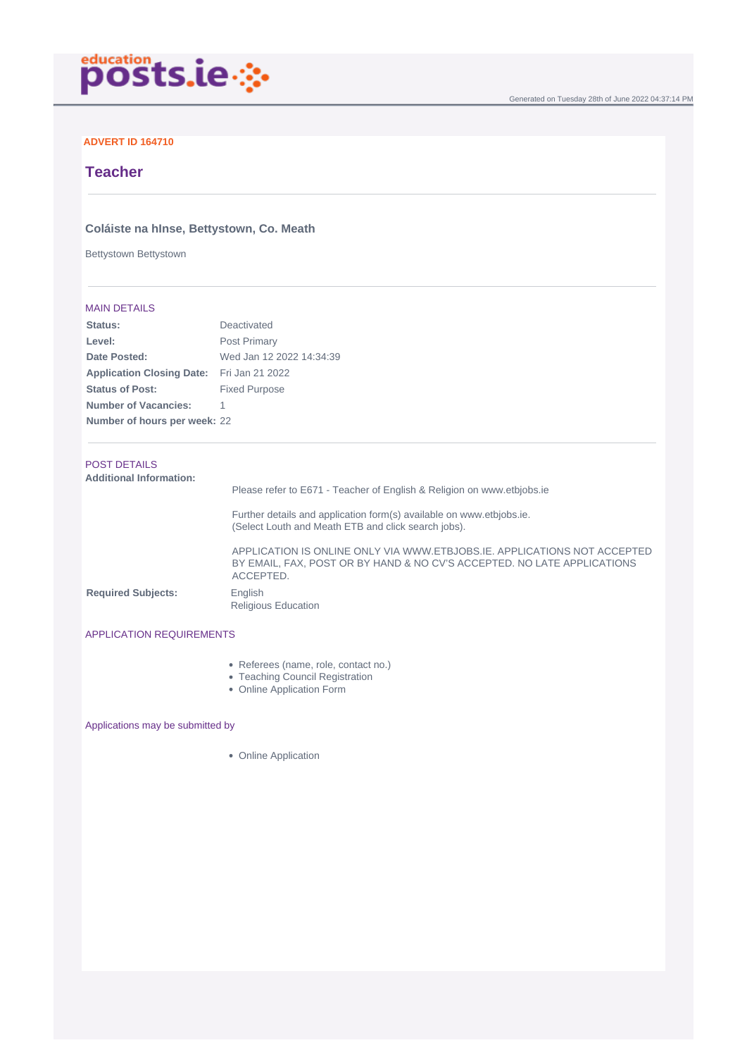Generated on Tuesday 28th of June 2022 04:37:14 PM

**ADVERT ID 164710**

# Teacher

### Coláiste na hInse, Bettystown, Co. Meath

Bettystown Bettystown

## MAIN DETAILS

| | |
|---|---|
| **Status:** | Deactivated |
| **Level:** | Post Primary |
| **Date Posted:** | Wed Jan 12 2022 14:34:39 |
| **Application Closing Date:** | Fri Jan 21 2022 |
| **Status of Post:** | Fixed Purpose |
| **Number of Vacancies:** | 1 |
| **Number of hours per week:** | 22 |

## POST DETAILS

**Additional Information:**

Please refer to E671 - Teacher of English & Religion on www.etbjobs.ie

Further details and application form(s) available on www.etbjobs.ie.
(Select Louth and Meath ETB and click search jobs).

APPLICATION IS ONLINE ONLY VIA WWW.ETBJOBS.IE. APPLICATIONS NOT ACCEPTED BY EMAIL, FAX, POST OR BY HAND & NO CV'S ACCEPTED. NO LATE APPLICATIONS ACCEPTED.

**Required Subjects:**

English
Religious Education

## APPLICATION REQUIREMENTS

- Referees (name, role, contact no.)
- Teaching Council Registration
- Online Application Form

## Applications may be submitted by

- Online Application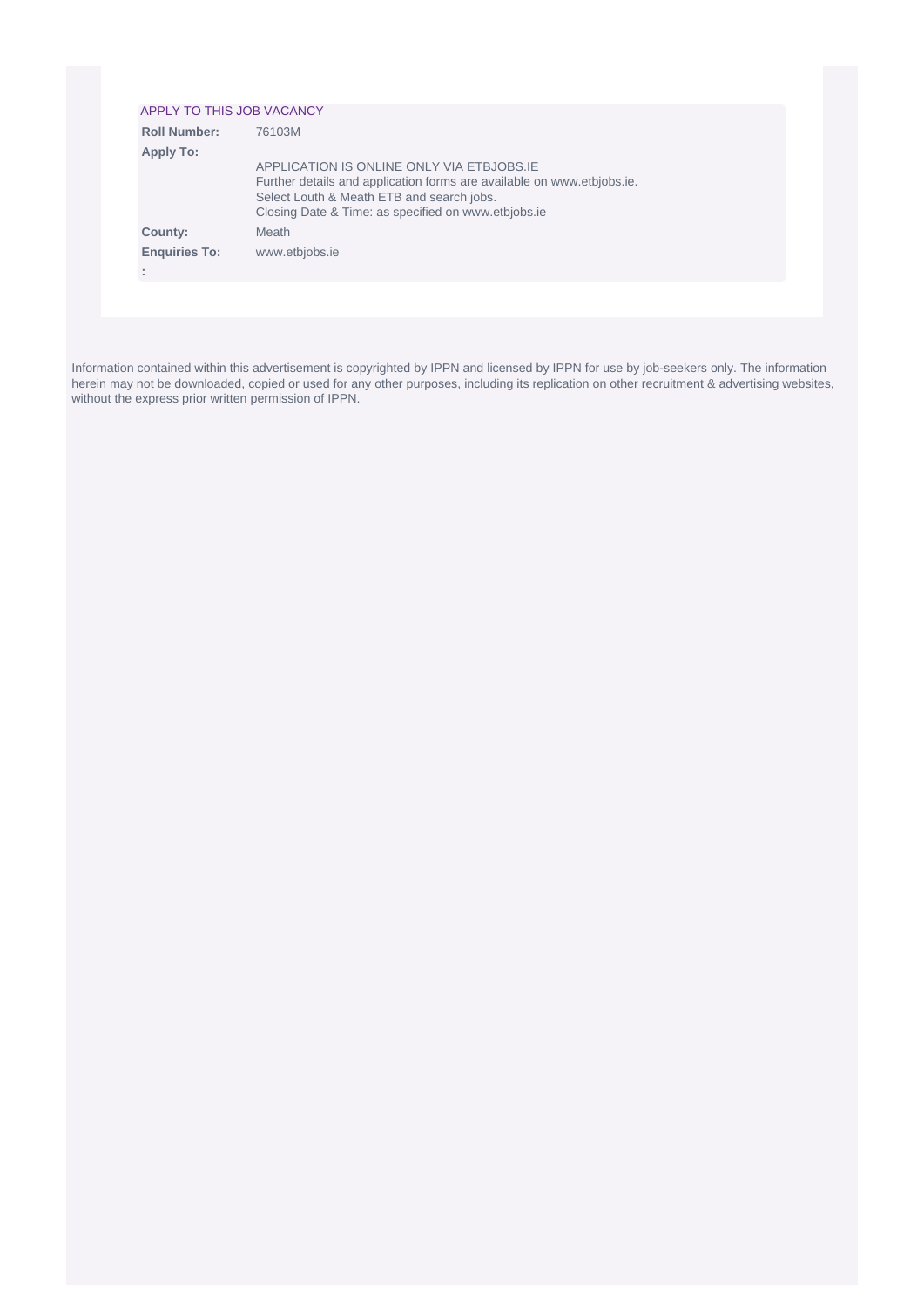APPLY TO THIS JOB VACANCY

**Roll Number:** 76103M

**Apply To:**

APPLICATION IS ONLINE ONLY VIA ETBJOBS.IE
Further details and application forms are available on www.etbjobs.ie.
Select Louth & Meath ETB and search jobs.
Closing Date & Time: as specified on www.etbjobs.ie

**County:** Meath

**Enquiries To:** www.etbjobs.ie

:

Information contained within this advertisement is copyrighted by IPPN and licensed by IPPN for use by job-seekers only. The information herein may not be downloaded, copied or used for any other purposes, including its replication on other recruitment & advertising websites, without the express prior written permission of IPPN.